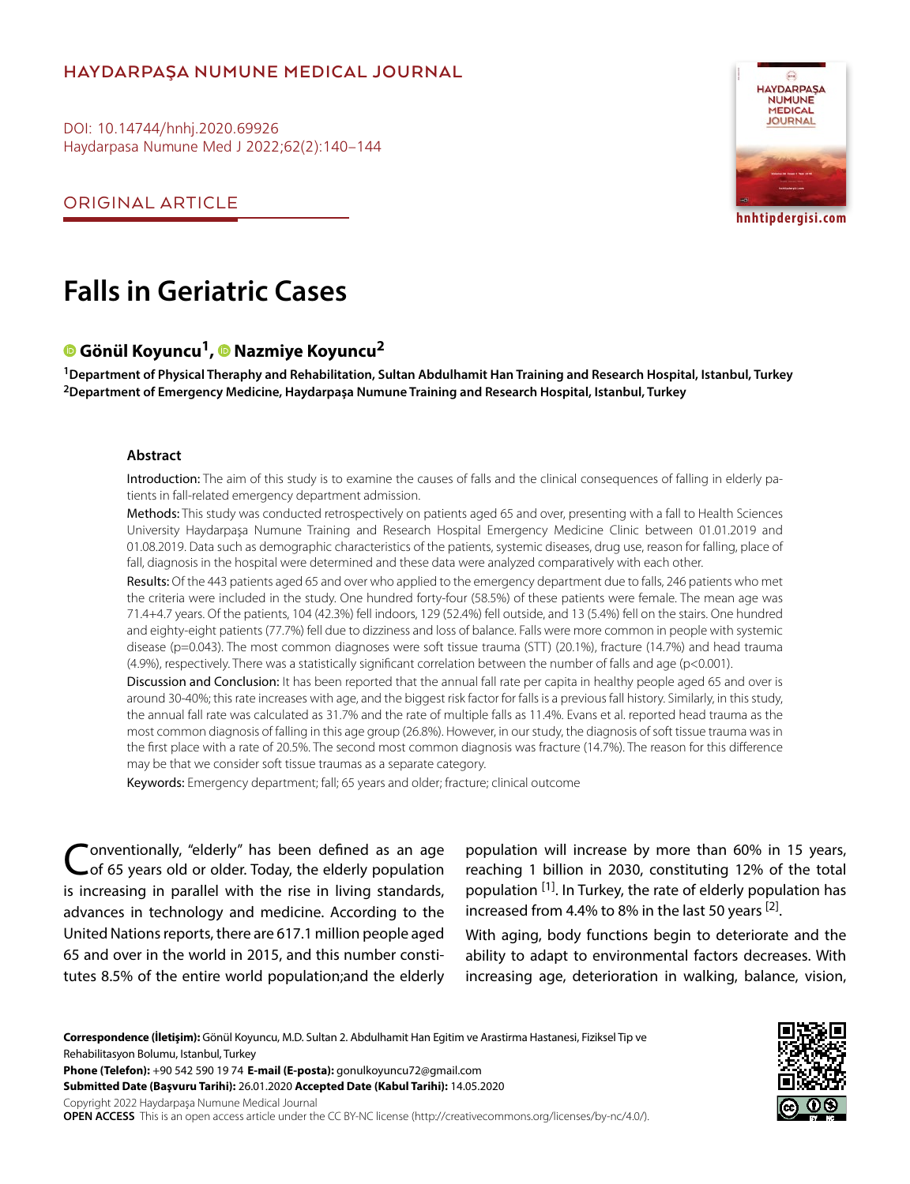HAYDARPAŞA NUMUNE MEDICAL JOURNAL

DOI: 10.14744/hnhj.2020.69926
Haydarpasa Numune Med J 2022;62(2):140–144

ORIGINAL ARTICLE

# Falls in Geriatric Cases

**Gönül Koyuncu[1], Nazmiye Koyuncu[2]**

[1]Department of Physical Theraphy and Rehabilitation, Sultan Abdulhamit Han Training and Research Hospital, Istanbul, Turkey
[2]Department of Emergency Medicine, Haydarpaşa Numune Training and Research Hospital, Istanbul, Turkey

## Abstract

Introduction: The aim of this study is to examine the causes of falls and the clinical consequences of falling in elderly patients in fall-related emergency department admission.

Methods: This study was conducted retrospectively on patients aged 65 and over, presenting with a fall to Health Sciences University Haydarpaşa Numune Training and Research Hospital Emergency Medicine Clinic between 01.01.2019 and 01.08.2019. Data such as demographic characteristics of the patients, systemic diseases, drug use, reason for falling, place of fall, diagnosis in the hospital were determined and these data were analyzed comparatively with each other.

Results: Of the 443 patients aged 65 and over who applied to the emergency department due to falls, 246 patients who met the criteria were included in the study. One hundred forty-four (58.5%) of these patients were female. The mean age was 71.4+4.7 years. Of the patients, 104 (42.3%) fell indoors, 129 (52.4%) fell outside, and 13 (5.4%) fell on the stairs. One hundred and eighty-eight patients (77.7%) fell due to dizziness and loss of balance. Falls were more common in people with systemic disease ($p=0.043$). The most common diagnoses were soft tissue trauma (STT) (20.1%), fracture (14.7%) and head trauma (4.9%), respectively. There was a statistically significant correlation between the number of falls and age ($p<0.001$).

Discussion and Conclusion: It has been reported that the annual fall rate per capita in healthy people aged 65 and over is around 30-40%; this rate increases with age, and the biggest risk factor for falls is a previous fall history. Similarly, in this study, the annual fall rate was calculated as 31.7% and the rate of multiple falls as 11.4%. Evans et al. reported head trauma as the most common diagnosis of falling in this age group (26.8%). However, in our study, the diagnosis of soft tissue trauma was in the first place with a rate of 20.5%. The second most common diagnosis was fracture (14.7%). The reason for this difference may be that we consider soft tissue traumas as a separate category.

Keywords: Emergency department; fall; 65 years and older; fracture; clinical outcome

Conventionally, "elderly" has been defined as an age of 65 years old or older. Today, the elderly population is increasing in parallel with the rise in living standards, advances in technology and medicine. According to the United Nations reports, there are 617.1 million people aged 65 and over in the world in 2015, and this number constitutes 8.5% of the entire world population;and the elderly population will increase by more than 60% in 15 years, reaching 1 billion in 2030, constituting 12% of the total population [1]. In Turkey, the rate of elderly population has increased from 4.4% to 8% in the last 50 years [2].

With aging, body functions begin to deteriorate and the ability to adapt to environmental factors decreases. With increasing age, deterioration in walking, balance, vision,

**Correspondence (İletişim):** Gönül Koyuncu, M.D. Sultan 2. Abdulhamit Han Egitim ve Arastirma Hastanesi, Fiziksel Tip ve Rehabilitasyon Bolumu, Istanbul, Turkey
**Phone (Telefon):** +90 542 590 19 74 **E-mail (E-posta):** gonulkoyuncu72@gmail.com
**Submitted Date (Başvuru Tarihi):** 26.01.2020 **Accepted Date (Kabul Tarihi):** 14.05.2020
Copyright 2022 Haydarpaşa Numune Medical Journal
**OPEN ACCESS** This is an open access article under the CC BY-NC license (http://creativecommons.org/licenses/by-nc/4.0/).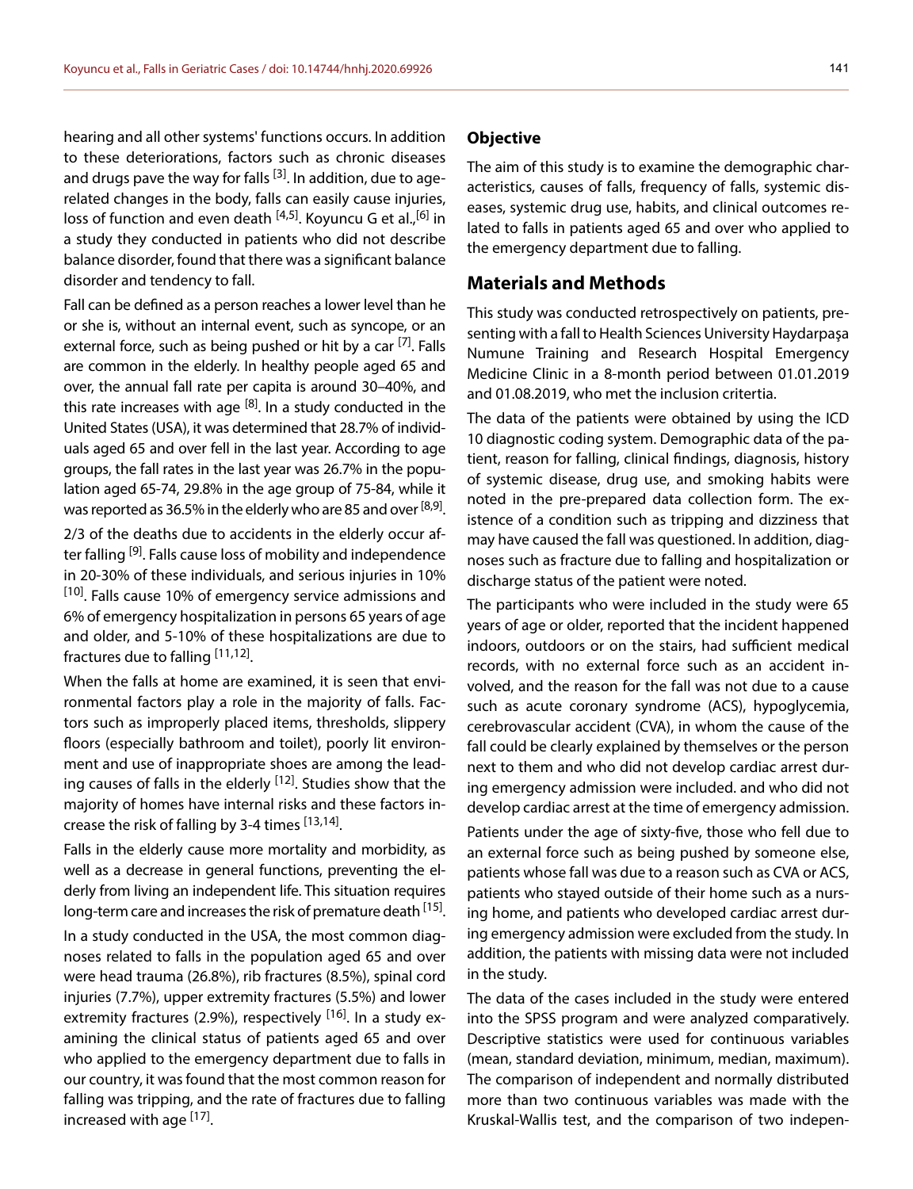hearing and all other systems' functions occurs. In addition to these deteriorations, factors such as chronic diseases and drugs pave the way for falls [3]. In addition, due to age-related changes in the body, falls can easily cause injuries, loss of function and even death [4,5]. Koyuncu G et al.,[6] in a study they conducted in patients who did not describe balance disorder, found that there was a significant balance disorder and tendency to fall.

Fall can be defined as a person reaches a lower level than he or she is, without an internal event, such as syncope, or an external force, such as being pushed or hit by a car [7]. Falls are common in the elderly. In healthy people aged 65 and over, the annual fall rate per capita is around 30–40%, and this rate increases with age [8]. In a study conducted in the United States (USA), it was determined that 28.7% of individuals aged 65 and over fell in the last year. According to age groups, the fall rates in the last year was 26.7% in the population aged 65-74, 29.8% in the age group of 75-84, while it was reported as 36.5% in the elderly who are 85 and over [8,9].

2/3 of the deaths due to accidents in the elderly occur after falling [9]. Falls cause loss of mobility and independence in 20-30% of these individuals, and serious injuries in 10% [10]. Falls cause 10% of emergency service admissions and 6% of emergency hospitalization in persons 65 years of age and older, and 5-10% of these hospitalizations are due to fractures due to falling [11,12].

When the falls at home are examined, it is seen that environmental factors play a role in the majority of falls. Factors such as improperly placed items, thresholds, slippery floors (especially bathroom and toilet), poorly lit environment and use of inappropriate shoes are among the leading causes of falls in the elderly [12]. Studies show that the majority of homes have internal risks and these factors increase the risk of falling by 3-4 times [13,14].

Falls in the elderly cause more mortality and morbidity, as well as a decrease in general functions, preventing the elderly from living an independent life. This situation requires long-term care and increases the risk of premature death [15].

In a study conducted in the USA, the most common diagnoses related to falls in the population aged 65 and over were head trauma (26.8%), rib fractures (8.5%), spinal cord injuries (7.7%), upper extremity fractures (5.5%) and lower extremity fractures (2.9%), respectively [16]. In a study examining the clinical status of patients aged 65 and over who applied to the emergency department due to falls in our country, it was found that the most common reason for falling was tripping, and the rate of fractures due to falling increased with age [17].

### Objective

The aim of this study is to examine the demographic characteristics, causes of falls, frequency of falls, systemic diseases, systemic drug use, habits, and clinical outcomes related to falls in patients aged 65 and over who applied to the emergency department due to falling.

## Materials and Methods

This study was conducted retrospectively on patients, presenting with a fall to Health Sciences University Haydarpaşa Numune Training and Research Hospital Emergency Medicine Clinic in a 8-month period between 01.01.2019 and 01.08.2019, who met the inclusion critertia.

The data of the patients were obtained by using the ICD 10 diagnostic coding system. Demographic data of the patient, reason for falling, clinical findings, diagnosis, history of systemic disease, drug use, and smoking habits were noted in the pre-prepared data collection form. The existence of a condition such as tripping and dizziness that may have caused the fall was questioned. In addition, diagnoses such as fracture due to falling and hospitalization or discharge status of the patient were noted.

The participants who were included in the study were 65 years of age or older, reported that the incident happened indoors, outdoors or on the stairs, had sufficient medical records, with no external force such as an accident involved, and the reason for the fall was not due to a cause such as acute coronary syndrome (ACS), hypoglycemia, cerebrovascular accident (CVA), in whom the cause of the fall could be clearly explained by themselves or the person next to them and who did not develop cardiac arrest during emergency admission were included. and who did not develop cardiac arrest at the time of emergency admission.

Patients under the age of sixty-five, those who fell due to an external force such as being pushed by someone else, patients whose fall was due to a reason such as CVA or ACS, patients who stayed outside of their home such as a nursing home, and patients who developed cardiac arrest during emergency admission were excluded from the study. In addition, the patients with missing data were not included in the study.

The data of the cases included in the study were entered into the SPSS program and were analyzed comparatively. Descriptive statistics were used for continuous variables (mean, standard deviation, minimum, median, maximum). The comparison of independent and normally distributed more than two continuous variables was made with the Kruskal-Wallis test, and the comparison of two indepen-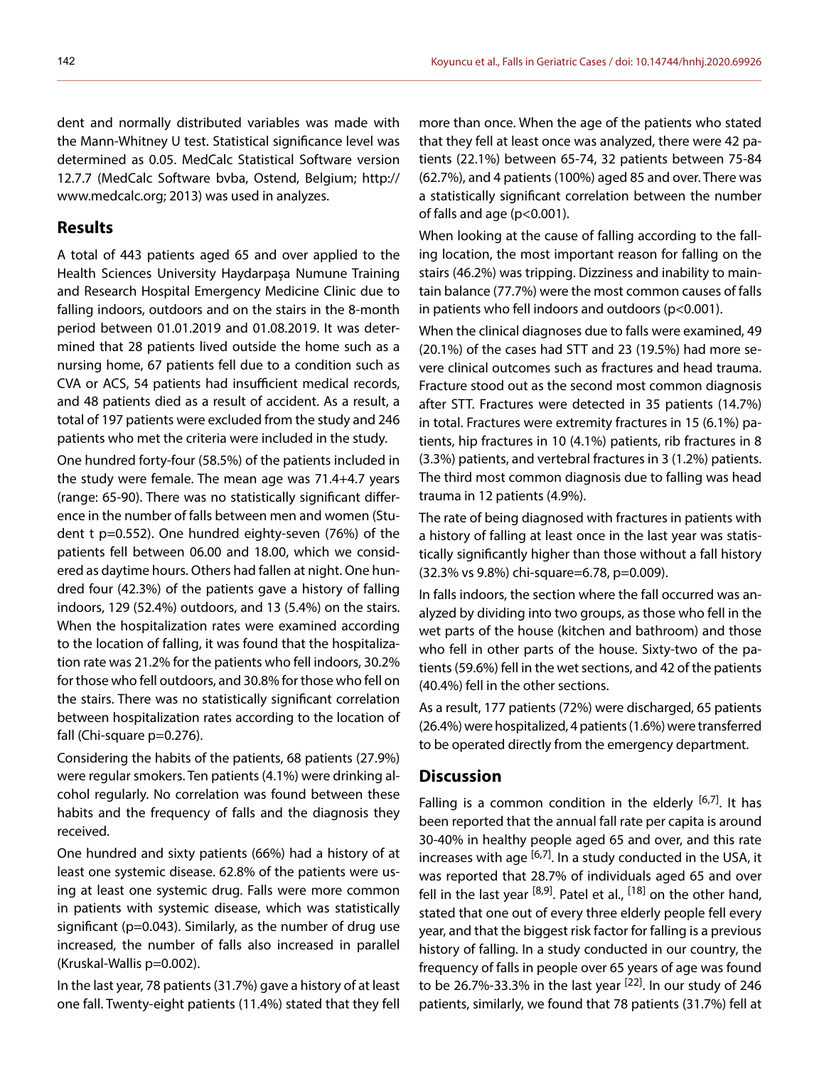dent and normally distributed variables was made with the Mann-Whitney U test. Statistical significance level was determined as 0.05. MedCalc Statistical Software version 12.7.7 (MedCalc Software bvba, Ostend, Belgium; http://www.medcalc.org; 2013) was used in analyzes.

## Results

A total of 443 patients aged 65 and over applied to the Health Sciences University Haydarpaşa Numune Training and Research Hospital Emergency Medicine Clinic due to falling indoors, outdoors and on the stairs in the 8-month period between 01.01.2019 and 01.08.2019. It was determined that 28 patients lived outside the home such as a nursing home, 67 patients fell due to a condition such as CVA or ACS, 54 patients had insufficient medical records, and 48 patients died as a result of accident. As a result, a total of 197 patients were excluded from the study and 246 patients who met the criteria were included in the study.

One hundred forty-four (58.5%) of the patients included in the study were female. The mean age was 71.4+4.7 years (range: 65-90). There was no statistically significant difference in the number of falls between men and women (Student t p=0.552). One hundred eighty-seven (76%) of the patients fell between 06.00 and 18.00, which we considered as daytime hours. Others had fallen at night. One hundred four (42.3%) of the patients gave a history of falling indoors, 129 (52.4%) outdoors, and 13 (5.4%) on the stairs. When the hospitalization rates were examined according to the location of falling, it was found that the hospitalization rate was 21.2% for the patients who fell indoors, 30.2% for those who fell outdoors, and 30.8% for those who fell on the stairs. There was no statistically significant correlation between hospitalization rates according to the location of fall (Chi-square p=0.276).

Considering the habits of the patients, 68 patients (27.9%) were regular smokers. Ten patients (4.1%) were drinking alcohol regularly. No correlation was found between these habits and the frequency of falls and the diagnosis they received.

One hundred and sixty patients (66%) had a history of at least one systemic disease. 62.8% of the patients were using at least one systemic drug. Falls were more common in patients with systemic disease, which was statistically significant (p=0.043). Similarly, as the number of drug use increased, the number of falls also increased in parallel (Kruskal-Wallis p=0.002).

In the last year, 78 patients (31.7%) gave a history of at least one fall. Twenty-eight patients (11.4%) stated that they fell more than once. When the age of the patients who stated that they fell at least once was analyzed, there were 42 patients (22.1%) between 65-74, 32 patients between 75-84 (62.7%), and 4 patients (100%) aged 85 and over. There was a statistically significant correlation between the number of falls and age (p<0.001).

When looking at the cause of falling according to the falling location, the most important reason for falling on the stairs (46.2%) was tripping. Dizziness and inability to maintain balance (77.7%) were the most common causes of falls in patients who fell indoors and outdoors (p<0.001).

When the clinical diagnoses due to falls were examined, 49 (20.1%) of the cases had STT and 23 (19.5%) had more severe clinical outcomes such as fractures and head trauma. Fracture stood out as the second most common diagnosis after STT. Fractures were detected in 35 patients (14.7%) in total. Fractures were extremity fractures in 15 (6.1%) patients, hip fractures in 10 (4.1%) patients, rib fractures in 8 (3.3%) patients, and vertebral fractures in 3 (1.2%) patients. The third most common diagnosis due to falling was head trauma in 12 patients (4.9%).

The rate of being diagnosed with fractures in patients with a history of falling at least once in the last year was statistically significantly higher than those without a fall history (32.3% vs 9.8%) chi-square=6.78, p=0.009).

In falls indoors, the section where the fall occurred was analyzed by dividing into two groups, as those who fell in the wet parts of the house (kitchen and bathroom) and those who fell in other parts of the house. Sixty-two of the patients (59.6%) fell in the wet sections, and 42 of the patients (40.4%) fell in the other sections.

As a result, 177 patients (72%) were discharged, 65 patients (26.4%) were hospitalized, 4 patients (1.6%) were transferred to be operated directly from the emergency department.

## Discussion

Falling is a common condition in the elderly [6,7]. It has been reported that the annual fall rate per capita is around 30-40% in healthy people aged 65 and over, and this rate increases with age [6,7]. In a study conducted in the USA, it was reported that 28.7% of individuals aged 65 and over fell in the last year [8,9]. Patel et al., [18] on the other hand, stated that one out of every three elderly people fell every year, and that the biggest risk factor for falling is a previous history of falling. In a study conducted in our country, the frequency of falls in people over 65 years of age was found to be 26.7%-33.3% in the last year [22]. In our study of 246 patients, similarly, we found that 78 patients (31.7%) fell at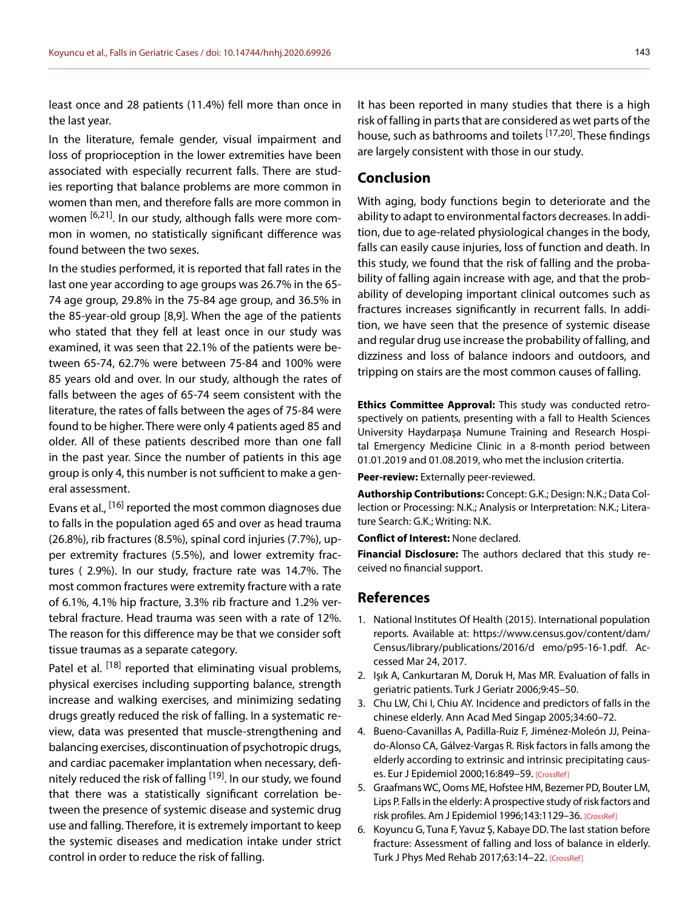least once and 28 patients (11.4%) fell more than once in the last year.

In the literature, female gender, visual impairment and loss of proprioception in the lower extremities have been associated with especially recurrent falls. There are studies reporting that balance problems are more common in women than men, and therefore falls are more common in women [6,21]. In our study, although falls were more common in women, no statistically significant difference was found between the two sexes.

In the studies performed, it is reported that fall rates in the last one year according to age groups was 26.7% in the 65-74 age group, 29.8% in the 75-84 age group, and 36.5% in the 85-year-old group [8,9]. When the age of the patients who stated that they fell at least once in our study was examined, it was seen that 22.1% of the patients were between 65-74, 62.7% were between 75-84 and 100% were 85 years old and over. In our study, although the rates of falls between the ages of 65-74 seem consistent with the literature, the rates of falls between the ages of 75-84 were found to be higher. There were only 4 patients aged 85 and older. All of these patients described more than one fall in the past year. Since the number of patients in this age group is only 4, this number is not sufficient to make a general assessment.

Evans et al., [16] reported the most common diagnoses due to falls in the population aged 65 and over as head trauma (26.8%), rib fractures (8.5%), spinal cord injuries (7.7%), upper extremity fractures (5.5%), and lower extremity fractures ( 2.9%). In our study, fracture rate was 14.7%. The most common fractures were extremity fracture with a rate of 6.1%, 4.1% hip fracture, 3.3% rib fracture and 1.2% vertebral fracture. Head trauma was seen with a rate of 12%. The reason for this difference may be that we consider soft tissue traumas as a separate category.

Patel et al. [18] reported that eliminating visual problems, physical exercises including supporting balance, strength increase and walking exercises, and minimizing sedating drugs greatly reduced the risk of falling. In a systematic review, data was presented that muscle-strengthening and balancing exercises, discontinuation of psychotropic drugs, and cardiac pacemaker implantation when necessary, definitely reduced the risk of falling [19]. In our study, we found that there was a statistically significant correlation between the presence of systemic disease and systemic drug use and falling. Therefore, it is extremely important to keep the systemic diseases and medication intake under strict control in order to reduce the risk of falling.

It has been reported in many studies that there is a high risk of falling in parts that are considered as wet parts of the house, such as bathrooms and toilets [17,20]. These findings are largely consistent with those in our study.

## Conclusion

With aging, body functions begin to deteriorate and the ability to adapt to environmental factors decreases. In addition, due to age-related physiological changes in the body, falls can easily cause injuries, loss of function and death. In this study, we found that the risk of falling and the probability of falling again increase with age, and that the probability of developing important clinical outcomes such as fractures increases significantly in recurrent falls. In addition, we have seen that the presence of systemic disease and regular drug use increase the probability of falling, and dizziness and loss of balance indoors and outdoors, and tripping on stairs are the most common causes of falling.

**Ethics Committee Approval:** This study was conducted retrospectively on patients, presenting with a fall to Health Sciences University Haydarpaşa Numune Training and Research Hospital Emergency Medicine Clinic in a 8-month period between 01.01.2019 and 01.08.2019, who met the inclusion critertia.

**Peer-review:** Externally peer-reviewed.

**Authorship Contributions:** Concept: G.K.; Design: N.K.; Data Collection or Processing: N.K.; Analysis or Interpretation: N.K.; Literature Search: G.K.; Writing: N.K.

**Conflict of Interest:** None declared.

**Financial Disclosure:** The authors declared that this study received no financial support.

## References

1. National Institutes Of Health (2015). International population reports. Available at: https://www.census.gov/content/dam/Census/library/publications/2016/d emo/p95-16-1.pdf. Accessed Mar 24, 2017.
2. Işık A, Cankurtaran M, Doruk H, Mas MR. Evaluation of falls in geriatric patients. Turk J Geriatr 2006;9:45–50.
3. Chu LW, Chi I, Chiu AY. Incidence and predictors of falls in the chinese elderly. Ann Acad Med Singap 2005;34:60–72.
4. Bueno-Cavanillas A, Padilla-Ruiz F, Jiménez-Moleón JJ, Peinado-Alonso CA, Gálvez-Vargas R. Risk factors in falls among the elderly according to extrinsic and intrinsic precipitating causes. Eur J Epidemiol 2000;16:849–59. [CrossRef]
5. Graafmans WC, Ooms ME, Hofstee HM, Bezemer PD, Bouter LM, Lips P. Falls in the elderly: A prospective study of risk factors and risk profiles. Am J Epidemiol 1996;143:1129–36. [CrossRef]
6. Koyuncu G, Tuna F, Yavuz Ş, Kabaye DD. The last station before fracture: Assessment of falling and loss of balance in elderly. Turk J Phys Med Rehab 2017;63:14–22. [CrossRef]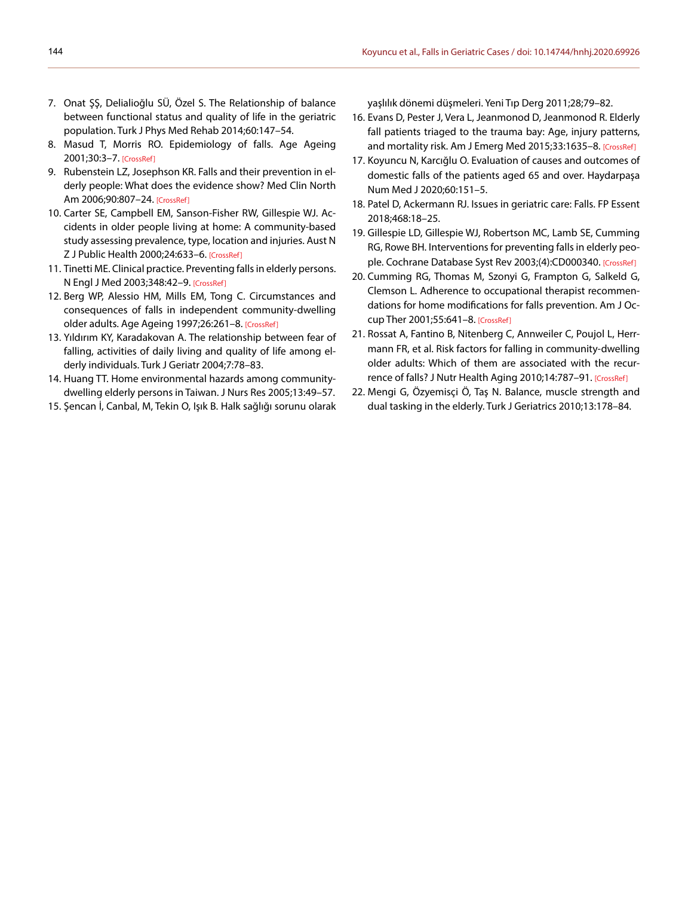7. Onat ŞŞ, Delialioğlu SÜ, Özel S. The Relationship of balance between functional status and quality of life in the geriatric population. Turk J Phys Med Rehab 2014;60:147–54.
8. Masud T, Morris RO. Epidemiology of falls. Age Ageing 2001;30:3–7. [CrossRef]
9. Rubenstein LZ, Josephson KR. Falls and their prevention in elderly people: What does the evidence show? Med Clin North Am 2006;90:807–24. [CrossRef]
10. Carter SE, Campbell EM, Sanson-Fisher RW, Gillespie WJ. Accidents in older people living at home: A community-based study assessing prevalence, type, location and injuries. Aust N Z J Public Health 2000;24:633–6. [CrossRef]
11. Tinetti ME. Clinical practice. Preventing falls in elderly persons. N Engl J Med 2003;348:42–9. [CrossRef]
12. Berg WP, Alessio HM, Mills EM, Tong C. Circumstances and consequences of falls in independent community-dwelling older adults. Age Ageing 1997;26:261–8. [CrossRef]
13. Yıldırım KY, Karadakovan A. The relationship between fear of falling, activities of daily living and quality of life among elderly individuals. Turk J Geriatr 2004;7:78–83.
14. Huang TT. Home environmental hazards among community-dwelling elderly persons in Taiwan. J Nurs Res 2005;13:49–57.
15. Şencan İ, Canbal, M, Tekin O, Işık B. Halk sağlığı sorunu olarak yaşlılık dönemi düşmeleri. Yeni Tıp Derg 2011;28;79–82.
16. Evans D, Pester J, Vera L, Jeanmonod D, Jeanmonod R. Elderly fall patients triaged to the trauma bay: Age, injury patterns, and mortality risk. Am J Emerg Med 2015;33:1635–8. [CrossRef]
17. Koyuncu N, Karcığlu O. Evaluation of causes and outcomes of domestic falls of the patients aged 65 and over. Haydarpaşa Num Med J 2020;60:151–5.
18. Patel D, Ackermann RJ. Issues in geriatric care: Falls. FP Essent 2018;468:18–25.
19. Gillespie LD, Gillespie WJ, Robertson MC, Lamb SE, Cumming RG, Rowe BH. Interventions for preventing falls in elderly people. Cochrane Database Syst Rev 2003;(4):CD000340. [CrossRef]
20. Cumming RG, Thomas M, Szonyi G, Frampton G, Salkeld G, Clemson L. Adherence to occupational therapist recommendations for home modifications for falls prevention. Am J Occup Ther 2001;55:641–8. [CrossRef]
21. Rossat A, Fantino B, Nitenberg C, Annweiler C, Poujol L, Herrmann FR, et al. Risk factors for falling in community-dwelling older adults: Which of them are associated with the recurrence of falls? J Nutr Health Aging 2010;14:787–91. [CrossRef]
22. Mengi G, Özyemisçi Ö, Taş N. Balance, muscle strength and dual tasking in the elderly. Turk J Geriatrics 2010;13:178–84.